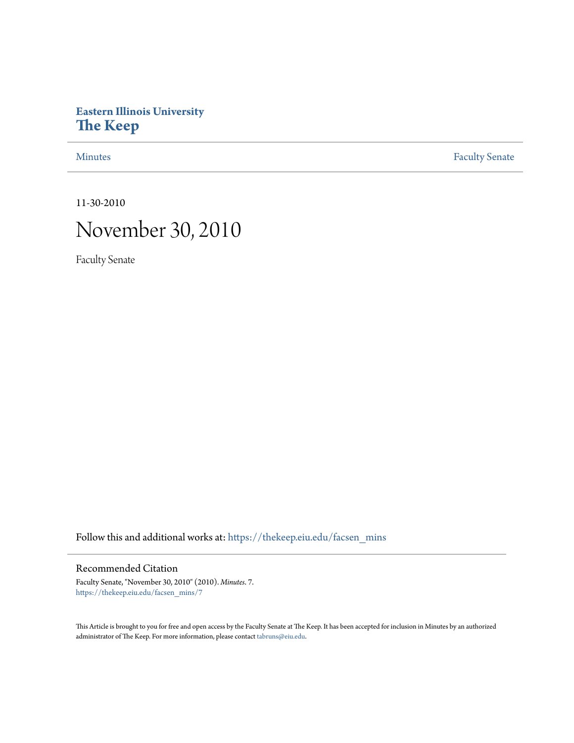**Eastern Illinois University**
**The Keep**

Minutes | Faculty Senate

11-30-2010

# November 30, 2010

Faculty Senate

Follow this and additional works at: https://thekeep.eiu.edu/facsen_mins

## Recommended Citation

Faculty Senate, "November 30, 2010" (2010). *Minutes*. 7.
https://thekeep.eiu.edu/facsen_mins/7

This Article is brought to you for free and open access by the Faculty Senate at The Keep. It has been accepted for inclusion in Minutes by an authorized administrator of The Keep. For more information, please contact tabruns@eiu.edu.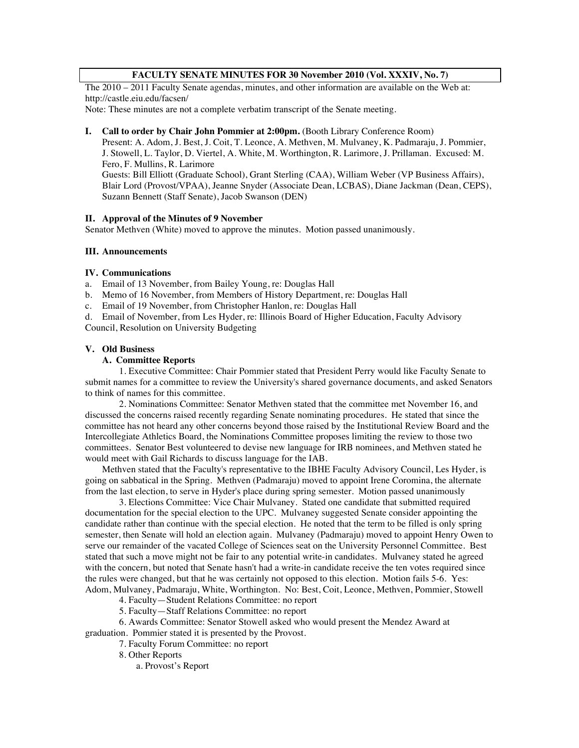**FACULTY SENATE MINUTES FOR 30 November 2010 (Vol. XXXIV, No. 7)**

The 2010 – 2011 Faculty Senate agendas, minutes, and other information are available on the Web at: http://castle.eiu.edu/facsen/

Note: These minutes are not a complete verbatim transcript of the Senate meeting.

**I. Call to order by Chair John Pommier at 2:00pm.** (Booth Library Conference Room)

Present: A. Adom, J. Best, J. Coit, T. Leonce, A. Methven, M. Mulvaney, K. Padmaraju, J. Pommier, J. Stowell, L. Taylor, D. Viertel, A. White, M. Worthington, R. Larimore, J. Prillaman. Excused: M. Fero, F. Mullins, R. Larimore

Guests: Bill Elliott (Graduate School), Grant Sterling (CAA), William Weber (VP Business Affairs), Blair Lord (Provost/VPAA), Jeanne Snyder (Associate Dean, LCBAS), Diane Jackman (Dean, CEPS), Suzann Bennett (Staff Senate), Jacob Swanson (DEN)

**II. Approval of the Minutes of 9 November**

Senator Methven (White) moved to approve the minutes. Motion passed unanimously.

**III. Announcements**

**IV. Communications**

a. Email of 13 November, from Bailey Young, re: Douglas Hall

b. Memo of 16 November, from Members of History Department, re: Douglas Hall

c. Email of 19 November, from Christopher Hanlon, re: Douglas Hall

d. Email of November, from Les Hyder, re: Illinois Board of Higher Education, Faculty Advisory Council, Resolution on University Budgeting

**V. Old Business**

**A. Committee Reports**

1. Executive Committee: Chair Pommier stated that President Perry would like Faculty Senate to submit names for a committee to review the University's shared governance documents, and asked Senators to think of names for this committee.

2. Nominations Committee: Senator Methven stated that the committee met November 16, and discussed the concerns raised recently regarding Senate nominating procedures. He stated that since the committee has not heard any other concerns beyond those raised by the Institutional Review Board and the Intercollegiate Athletics Board, the Nominations Committee proposes limiting the review to those two committees. Senator Best volunteered to devise new language for IRB nominees, and Methven stated he would meet with Gail Richards to discuss language for the IAB.

Methven stated that the Faculty's representative to the IBHE Faculty Advisory Council, Les Hyder, is going on sabbatical in the Spring. Methven (Padmaraju) moved to appoint Irene Coromina, the alternate from the last election, to serve in Hyder's place during spring semester. Motion passed unanimously

3. Elections Committee: Vice Chair Mulvaney. Stated one candidate that submitted required documentation for the special election to the UPC. Mulvaney suggested Senate consider appointing the candidate rather than continue with the special election. He noted that the term to be filled is only spring semester, then Senate will hold an election again. Mulvaney (Padmaraju) moved to appoint Henry Owen to serve our remainder of the vacated College of Sciences seat on the University Personnel Committee. Best stated that such a move might not be fair to any potential write-in candidates. Mulvaney stated he agreed with the concern, but noted that Senate hasn't had a write-in candidate receive the ten votes required since the rules were changed, but that he was certainly not opposed to this election. Motion fails 5-6. Yes: Adom, Mulvaney, Padmaraju, White, Worthington. No: Best, Coit, Leonce, Methven, Pommier, Stowell

4. Faculty—Student Relations Committee: no report

5. Faculty—Staff Relations Committee: no report

6. Awards Committee: Senator Stowell asked who would present the Mendez Award at graduation. Pommier stated it is presented by the Provost.

7. Faculty Forum Committee: no report

8. Other Reports

a. Provost's Report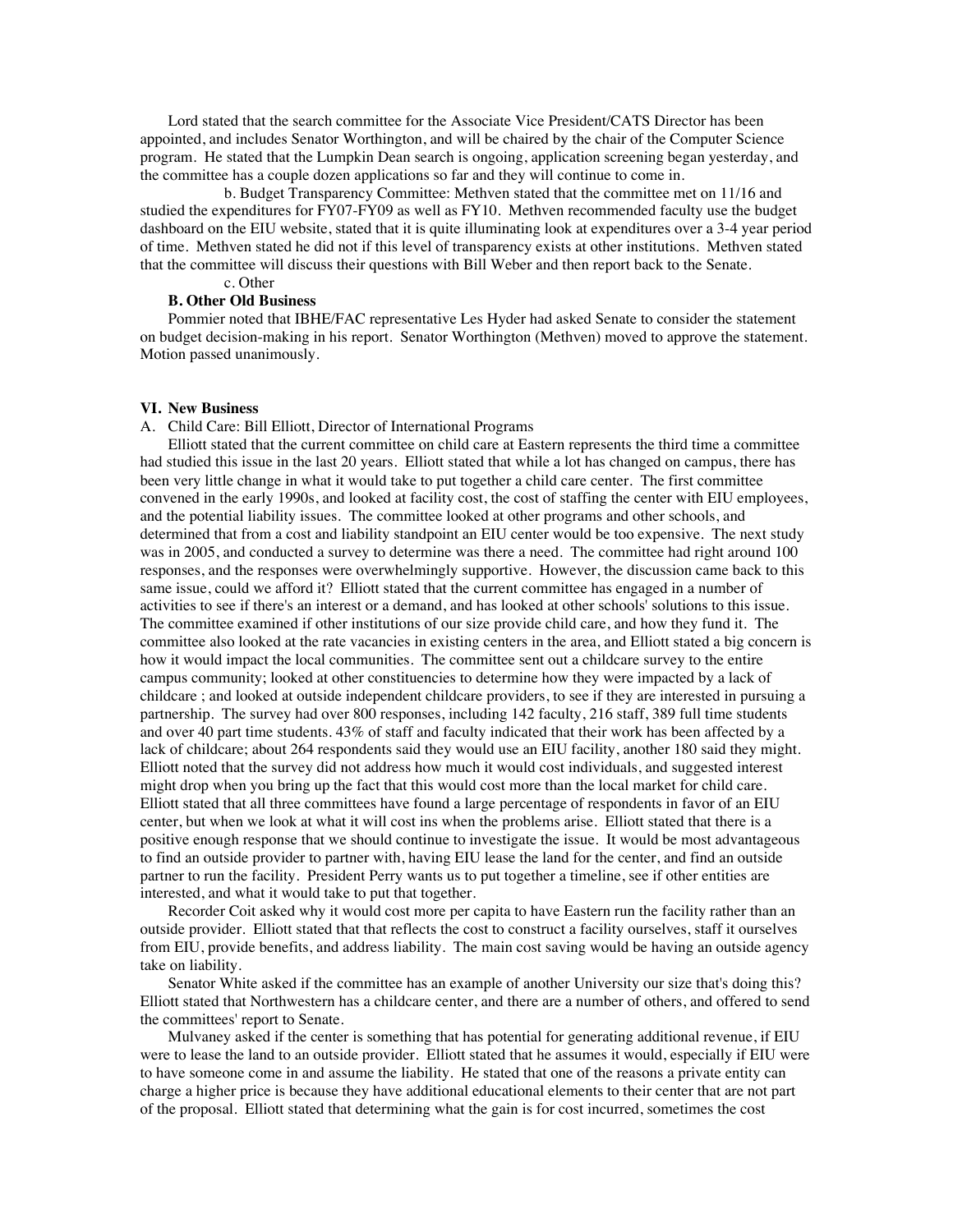Lord stated that the search committee for the Associate Vice President/CATS Director has been appointed, and includes Senator Worthington, and will be chaired by the chair of the Computer Science program. He stated that the Lumpkin Dean search is ongoing, application screening began yesterday, and the committee has a couple dozen applications so far and they will continue to come in.

b. Budget Transparency Committee: Methven stated that the committee met on 11/16 and studied the expenditures for FY07-FY09 as well as FY10. Methven recommended faculty use the budget dashboard on the EIU website, stated that it is quite illuminating look at expenditures over a 3-4 year period of time. Methven stated he did not if this level of transparency exists at other institutions. Methven stated that the committee will discuss their questions with Bill Weber and then report back to the Senate.

c. Other

**B. Other Old Business**

Pommier noted that IBHE/FAC representative Les Hyder had asked Senate to consider the statement on budget decision-making in his report. Senator Worthington (Methven) moved to approve the statement. Motion passed unanimously.

**VI. New Business**

A. Child Care: Bill Elliott, Director of International Programs

Elliott stated that the current committee on child care at Eastern represents the third time a committee had studied this issue in the last 20 years. Elliott stated that while a lot has changed on campus, there has been very little change in what it would take to put together a child care center. The first committee convened in the early 1990s, and looked at facility cost, the cost of staffing the center with EIU employees, and the potential liability issues. The committee looked at other programs and other schools, and determined that from a cost and liability standpoint an EIU center would be too expensive. The next study was in 2005, and conducted a survey to determine was there a need. The committee had right around 100 responses, and the responses were overwhelmingly supportive. However, the discussion came back to this same issue, could we afford it? Elliott stated that the current committee has engaged in a number of activities to see if there's an interest or a demand, and has looked at other schools' solutions to this issue. The committee examined if other institutions of our size provide child care, and how they fund it. The committee also looked at the rate vacancies in existing centers in the area, and Elliott stated a big concern is how it would impact the local communities. The committee sent out a childcare survey to the entire campus community; looked at other constituencies to determine how they were impacted by a lack of childcare ; and looked at outside independent childcare providers, to see if they are interested in pursuing a partnership. The survey had over 800 responses, including 142 faculty, 216 staff, 389 full time students and over 40 part time students. 43% of staff and faculty indicated that their work has been affected by a lack of childcare; about 264 respondents said they would use an EIU facility, another 180 said they might. Elliott noted that the survey did not address how much it would cost individuals, and suggested interest might drop when you bring up the fact that this would cost more than the local market for child care. Elliott stated that all three committees have found a large percentage of respondents in favor of an EIU center, but when we look at what it will cost ins when the problems arise. Elliott stated that there is a positive enough response that we should continue to investigate the issue. It would be most advantageous to find an outside provider to partner with, having EIU lease the land for the center, and find an outside partner to run the facility. President Perry wants us to put together a timeline, see if other entities are interested, and what it would take to put that together.

Recorder Coit asked why it would cost more per capita to have Eastern run the facility rather than an outside provider. Elliott stated that that reflects the cost to construct a facility ourselves, staff it ourselves from EIU, provide benefits, and address liability. The main cost saving would be having an outside agency take on liability.

Senator White asked if the committee has an example of another University our size that's doing this? Elliott stated that Northwestern has a childcare center, and there are a number of others, and offered to send the committees' report to Senate.

Mulvaney asked if the center is something that has potential for generating additional revenue, if EIU were to lease the land to an outside provider. Elliott stated that he assumes it would, especially if EIU were to have someone come in and assume the liability. He stated that one of the reasons a private entity can charge a higher price is because they have additional educational elements to their center that are not part of the proposal. Elliott stated that determining what the gain is for cost incurred, sometimes the cost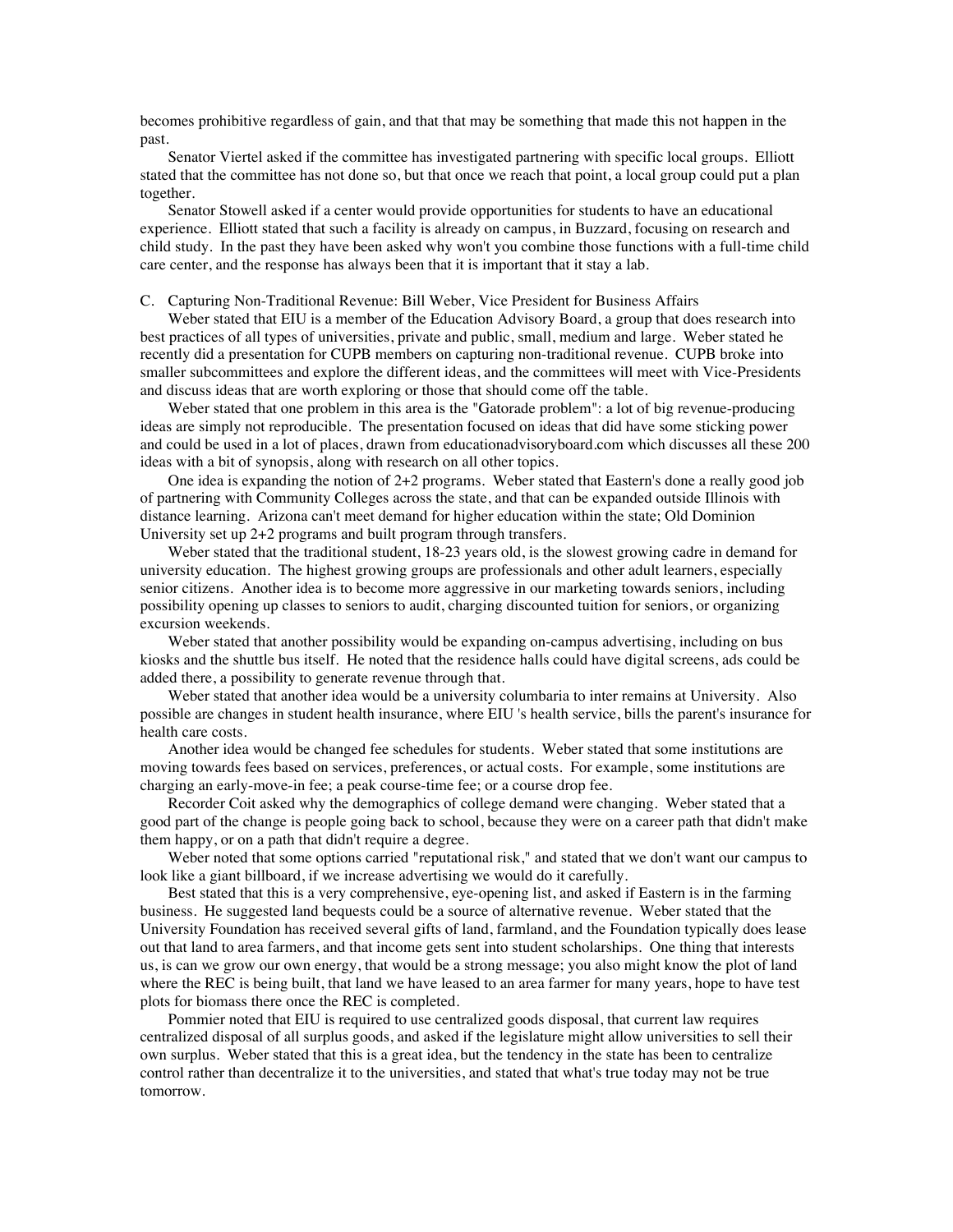becomes prohibitive regardless of gain, and that that may be something that made this not happen in the past.

Senator Viertel asked if the committee has investigated partnering with specific local groups. Elliott stated that the committee has not done so, but that once we reach that point, a local group could put a plan together.

Senator Stowell asked if a center would provide opportunities for students to have an educational experience. Elliott stated that such a facility is already on campus, in Buzzard, focusing on research and child study. In the past they have been asked why won't you combine those functions with a full-time child care center, and the response has always been that it is important that it stay a lab.

C. Capturing Non-Traditional Revenue: Bill Weber, Vice President for Business Affairs

Weber stated that EIU is a member of the Education Advisory Board, a group that does research into best practices of all types of universities, private and public, small, medium and large. Weber stated he recently did a presentation for CUPB members on capturing non-traditional revenue. CUPB broke into smaller subcommittees and explore the different ideas, and the committees will meet with Vice-Presidents and discuss ideas that are worth exploring or those that should come off the table.

Weber stated that one problem in this area is the "Gatorade problem": a lot of big revenue-producing ideas are simply not reproducible. The presentation focused on ideas that did have some sticking power and could be used in a lot of places, drawn from educationadvisoryboard.com which discusses all these 200 ideas with a bit of synopsis, along with research on all other topics.

One idea is expanding the notion of 2+2 programs. Weber stated that Eastern's done a really good job of partnering with Community Colleges across the state, and that can be expanded outside Illinois with distance learning. Arizona can't meet demand for higher education within the state; Old Dominion University set up 2+2 programs and built program through transfers.

Weber stated that the traditional student, 18-23 years old, is the slowest growing cadre in demand for university education. The highest growing groups are professionals and other adult learners, especially senior citizens. Another idea is to become more aggressive in our marketing towards seniors, including possibility opening up classes to seniors to audit, charging discounted tuition for seniors, or organizing excursion weekends.

Weber stated that another possibility would be expanding on-campus advertising, including on bus kiosks and the shuttle bus itself. He noted that the residence halls could have digital screens, ads could be added there, a possibility to generate revenue through that.

Weber stated that another idea would be a university columbaria to inter remains at University. Also possible are changes in student health insurance, where EIU 's health service, bills the parent's insurance for health care costs.

Another idea would be changed fee schedules for students. Weber stated that some institutions are moving towards fees based on services, preferences, or actual costs. For example, some institutions are charging an early-move-in fee; a peak course-time fee; or a course drop fee.

Recorder Coit asked why the demographics of college demand were changing. Weber stated that a good part of the change is people going back to school, because they were on a career path that didn't make them happy, or on a path that didn't require a degree.

Weber noted that some options carried "reputational risk," and stated that we don't want our campus to look like a giant billboard, if we increase advertising we would do it carefully.

Best stated that this is a very comprehensive, eye-opening list, and asked if Eastern is in the farming business. He suggested land bequests could be a source of alternative revenue. Weber stated that the University Foundation has received several gifts of land, farmland, and the Foundation typically does lease out that land to area farmers, and that income gets sent into student scholarships. One thing that interests us, is can we grow our own energy, that would be a strong message; you also might know the plot of land where the REC is being built, that land we have leased to an area farmer for many years, hope to have test plots for biomass there once the REC is completed.

Pommier noted that EIU is required to use centralized goods disposal, that current law requires centralized disposal of all surplus goods, and asked if the legislature might allow universities to sell their own surplus. Weber stated that this is a great idea, but the tendency in the state has been to centralize control rather than decentralize it to the universities, and stated that what's true today may not be true tomorrow.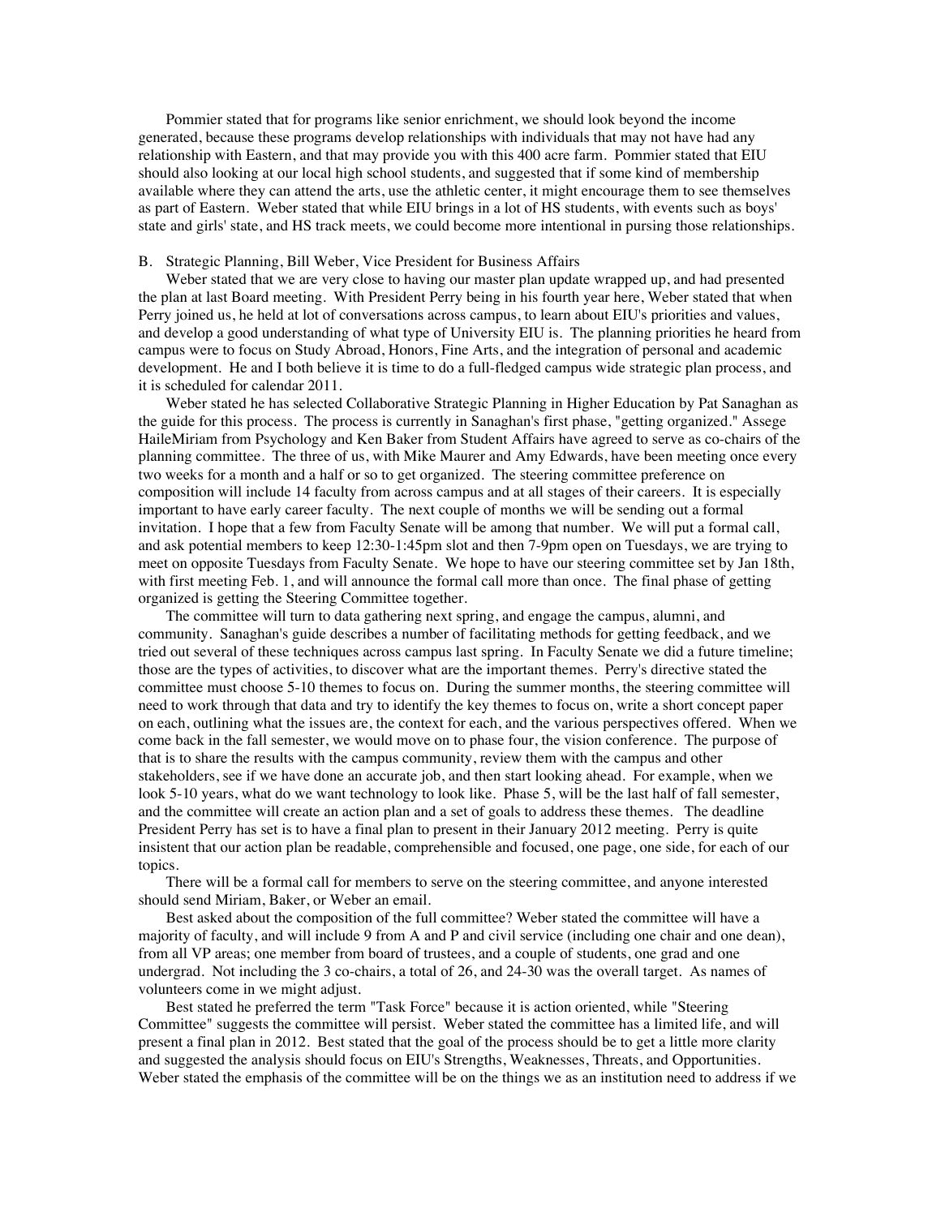Pommier stated that for programs like senior enrichment, we should look beyond the income generated, because these programs develop relationships with individuals that may not have had any relationship with Eastern, and that may provide you with this 400 acre farm. Pommier stated that EIU should also looking at our local high school students, and suggested that if some kind of membership available where they can attend the arts, use the athletic center, it might encourage them to see themselves as part of Eastern. Weber stated that while EIU brings in a lot of HS students, with events such as boys' state and girls' state, and HS track meets, we could become more intentional in pursing those relationships.

B. Strategic Planning, Bill Weber, Vice President for Business Affairs

Weber stated that we are very close to having our master plan update wrapped up, and had presented the plan at last Board meeting. With President Perry being in his fourth year here, Weber stated that when Perry joined us, he held at lot of conversations across campus, to learn about EIU's priorities and values, and develop a good understanding of what type of University EIU is. The planning priorities he heard from campus were to focus on Study Abroad, Honors, Fine Arts, and the integration of personal and academic development. He and I both believe it is time to do a full-fledged campus wide strategic plan process, and it is scheduled for calendar 2011.

Weber stated he has selected Collaborative Strategic Planning in Higher Education by Pat Sanaghan as the guide for this process. The process is currently in Sanaghan's first phase, "getting organized." Assege HaileMiriam from Psychology and Ken Baker from Student Affairs have agreed to serve as co-chairs of the planning committee. The three of us, with Mike Maurer and Amy Edwards, have been meeting once every two weeks for a month and a half or so to get organized. The steering committee preference on composition will include 14 faculty from across campus and at all stages of their careers. It is especially important to have early career faculty. The next couple of months we will be sending out a formal invitation. I hope that a few from Faculty Senate will be among that number. We will put a formal call, and ask potential members to keep 12:30-1:45pm slot and then 7-9pm open on Tuesdays, we are trying to meet on opposite Tuesdays from Faculty Senate. We hope to have our steering committee set by Jan 18th, with first meeting Feb. 1, and will announce the formal call more than once. The final phase of getting organized is getting the Steering Committee together.

The committee will turn to data gathering next spring, and engage the campus, alumni, and community. Sanaghan's guide describes a number of facilitating methods for getting feedback, and we tried out several of these techniques across campus last spring. In Faculty Senate we did a future timeline; those are the types of activities, to discover what are the important themes. Perry's directive stated the committee must choose 5-10 themes to focus on. During the summer months, the steering committee will need to work through that data and try to identify the key themes to focus on, write a short concept paper on each, outlining what the issues are, the context for each, and the various perspectives offered. When we come back in the fall semester, we would move on to phase four, the vision conference. The purpose of that is to share the results with the campus community, review them with the campus and other stakeholders, see if we have done an accurate job, and then start looking ahead. For example, when we look 5-10 years, what do we want technology to look like. Phase 5, will be the last half of fall semester, and the committee will create an action plan and a set of goals to address these themes. The deadline President Perry has set is to have a final plan to present in their January 2012 meeting. Perry is quite insistent that our action plan be readable, comprehensible and focused, one page, one side, for each of our topics.

There will be a formal call for members to serve on the steering committee, and anyone interested should send Miriam, Baker, or Weber an email.

Best asked about the composition of the full committee? Weber stated the committee will have a majority of faculty, and will include 9 from A and P and civil service (including one chair and one dean), from all VP areas; one member from board of trustees, and a couple of students, one grad and one undergrad. Not including the 3 co-chairs, a total of 26, and 24-30 was the overall target. As names of volunteers come in we might adjust.

Best stated he preferred the term "Task Force" because it is action oriented, while "Steering Committee" suggests the committee will persist. Weber stated the committee has a limited life, and will present a final plan in 2012. Best stated that the goal of the process should be to get a little more clarity and suggested the analysis should focus on EIU's Strengths, Weaknesses, Threats, and Opportunities. Weber stated the emphasis of the committee will be on the things we as an institution need to address if we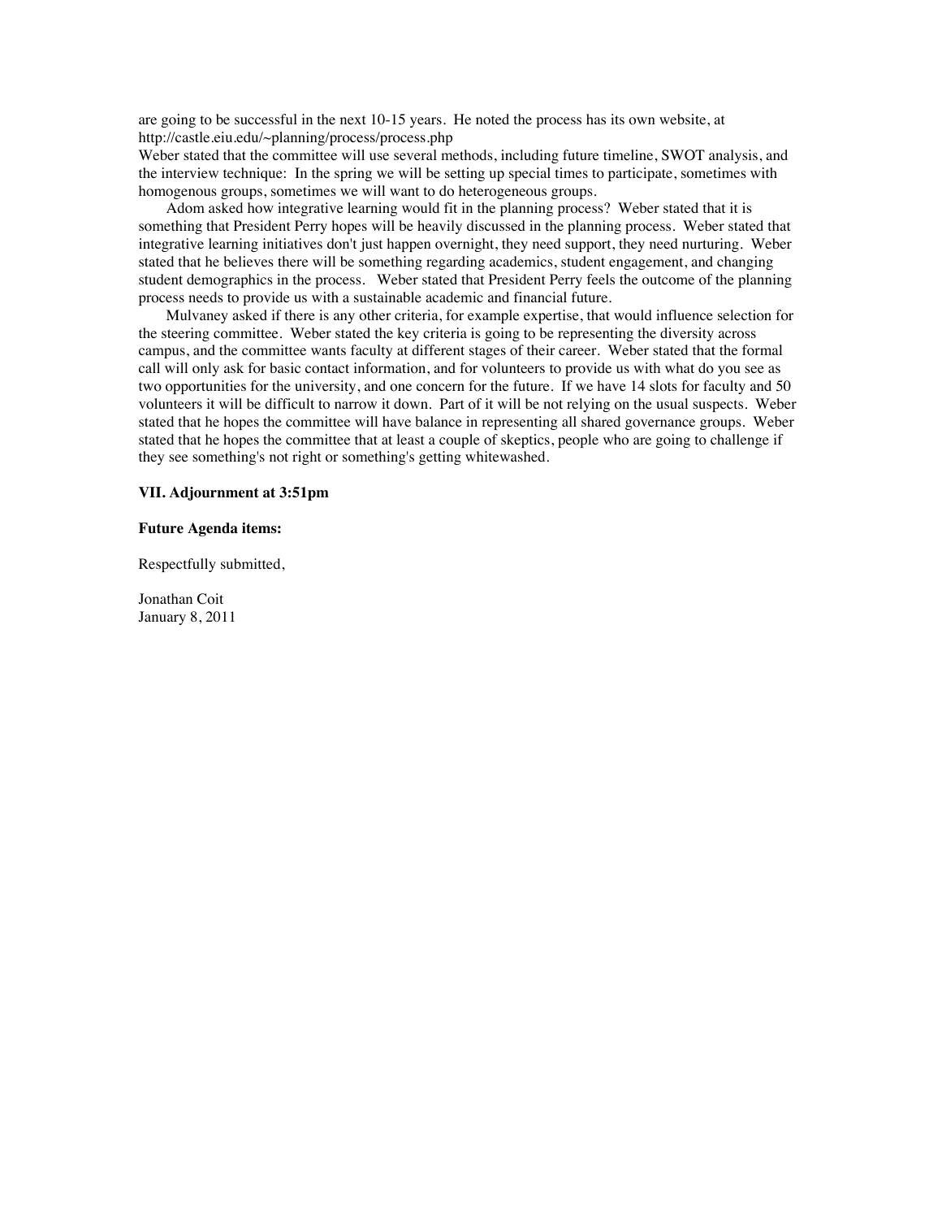are going to be successful in the next 10-15 years. He noted the process has its own website, at http://castle.eiu.edu/~planning/process/process.php

Weber stated that the committee will use several methods, including future timeline, SWOT analysis, and the interview technique: In the spring we will be setting up special times to participate, sometimes with homogenous groups, sometimes we will want to do heterogeneous groups.

Adom asked how integrative learning would fit in the planning process? Weber stated that it is something that President Perry hopes will be heavily discussed in the planning process. Weber stated that integrative learning initiatives don't just happen overnight, they need support, they need nurturing. Weber stated that he believes there will be something regarding academics, student engagement, and changing student demographics in the process. Weber stated that President Perry feels the outcome of the planning process needs to provide us with a sustainable academic and financial future.

Mulvaney asked if there is any other criteria, for example expertise, that would influence selection for the steering committee. Weber stated the key criteria is going to be representing the diversity across campus, and the committee wants faculty at different stages of their career. Weber stated that the formal call will only ask for basic contact information, and for volunteers to provide us with what do you see as two opportunities for the university, and one concern for the future. If we have 14 slots for faculty and 50 volunteers it will be difficult to narrow it down. Part of it will be not relying on the usual suspects. Weber stated that he hopes the committee will have balance in representing all shared governance groups. Weber stated that he hopes the committee that at least a couple of skeptics, people who are going to challenge if they see something's not right or something's getting whitewashed.

**VII. Adjournment at 3:51pm**

**Future Agenda items:**

Respectfully submitted,

Jonathan Coit
January 8, 2011